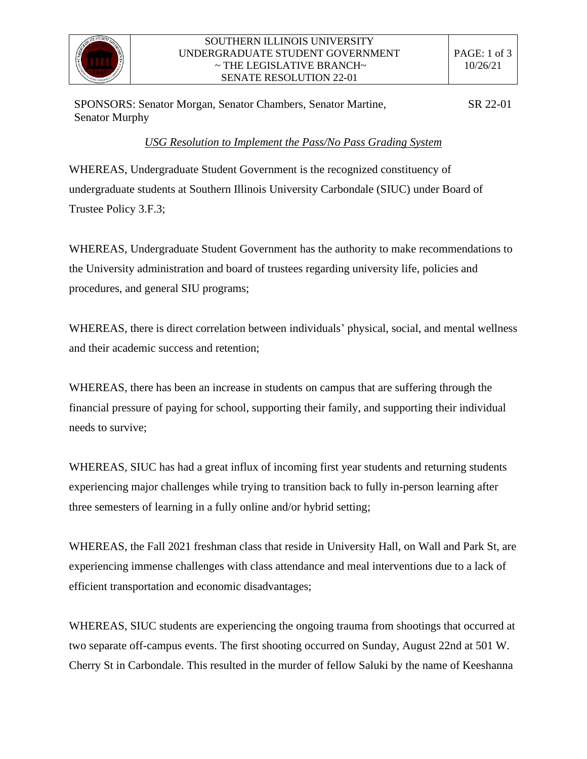SOUTHERN ILLINOIS UNIVERSITY
UNDERGRADUATE STUDENT GOVERNMENT
~ THE LEGISLATIVE BRANCH~
SENATE RESOLUTION 22-01

10/26/21

SPONSORS: Senator Morgan, Senator Chambers, Senator Martine, Senator Murphy

SR 22-01

## *USG Resolution to Implement the Pass/No Pass Grading System*

WHEREAS, Undergraduate Student Government is the recognized constituency of undergraduate students at Southern Illinois University Carbondale (SIUC) under Board of Trustee Policy 3.F.3;

WHEREAS, Undergraduate Student Government has the authority to make recommendations to the University administration and board of trustees regarding university life, policies and procedures, and general SIU programs;

WHEREAS, there is direct correlation between individuals' physical, social, and mental wellness and their academic success and retention;

WHEREAS, there has been an increase in students on campus that are suffering through the financial pressure of paying for school, supporting their family, and supporting their individual needs to survive;

WHEREAS, SIUC has had a great influx of incoming first year students and returning students experiencing major challenges while trying to transition back to fully in-person learning after three semesters of learning in a fully online and/or hybrid setting;

WHEREAS, the Fall 2021 freshman class that reside in University Hall, on Wall and Park St, are experiencing immense challenges with class attendance and meal interventions due to a lack of efficient transportation and economic disadvantages;

WHEREAS, SIUC students are experiencing the ongoing trauma from shootings that occurred at two separate off-campus events. The first shooting occurred on Sunday, August 22nd at 501 W. Cherry St in Carbondale. This resulted in the murder of fellow Saluki by the name of Keeshanna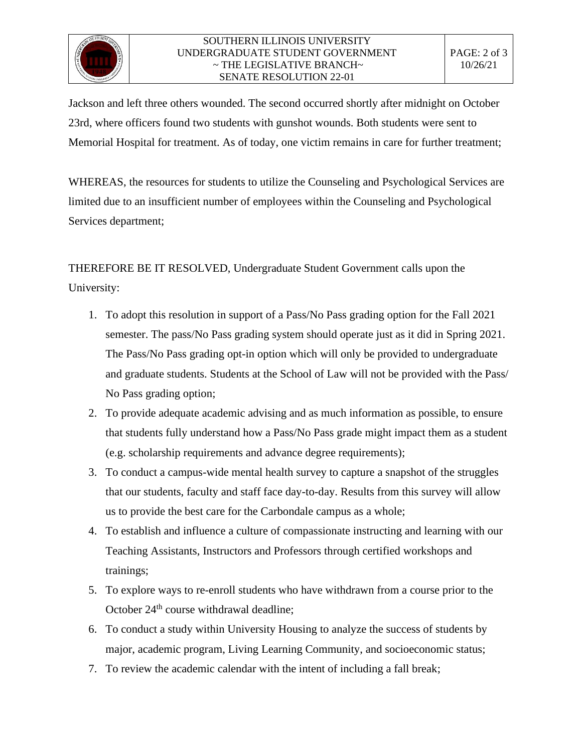Jackson and left three others wounded. The second occurred shortly after midnight on October 23rd, where officers found two students with gunshot wounds. Both students were sent to Memorial Hospital for treatment. As of today, one victim remains in care for further treatment;

WHEREAS, the resources for students to utilize the Counseling and Psychological Services are limited due to an insufficient number of employees within the Counseling and Psychological Services department;

THEREFORE BE IT RESOLVED, Undergraduate Student Government calls upon the University:

1. To adopt this resolution in support of a Pass/No Pass grading option for the Fall 2021 semester. The pass/No Pass grading system should operate just as it did in Spring 2021. The Pass/No Pass grading opt-in option which will only be provided to undergraduate and graduate students. Students at the School of Law will not be provided with the Pass/ No Pass grading option;
2. To provide adequate academic advising and as much information as possible, to ensure that students fully understand how a Pass/No Pass grade might impact them as a student (e.g. scholarship requirements and advance degree requirements);
3. To conduct a campus-wide mental health survey to capture a snapshot of the struggles that our students, faculty and staff face day-to-day. Results from this survey will allow us to provide the best care for the Carbondale campus as a whole;
4. To establish and influence a culture of compassionate instructing and learning with our Teaching Assistants, Instructors and Professors through certified workshops and trainings;
5. To explore ways to re-enroll students who have withdrawn from a course prior to the October 24th course withdrawal deadline;
6. To conduct a study within University Housing to analyze the success of students by major, academic program, Living Learning Community, and socioeconomic status;
7. To review the academic calendar with the intent of including a fall break;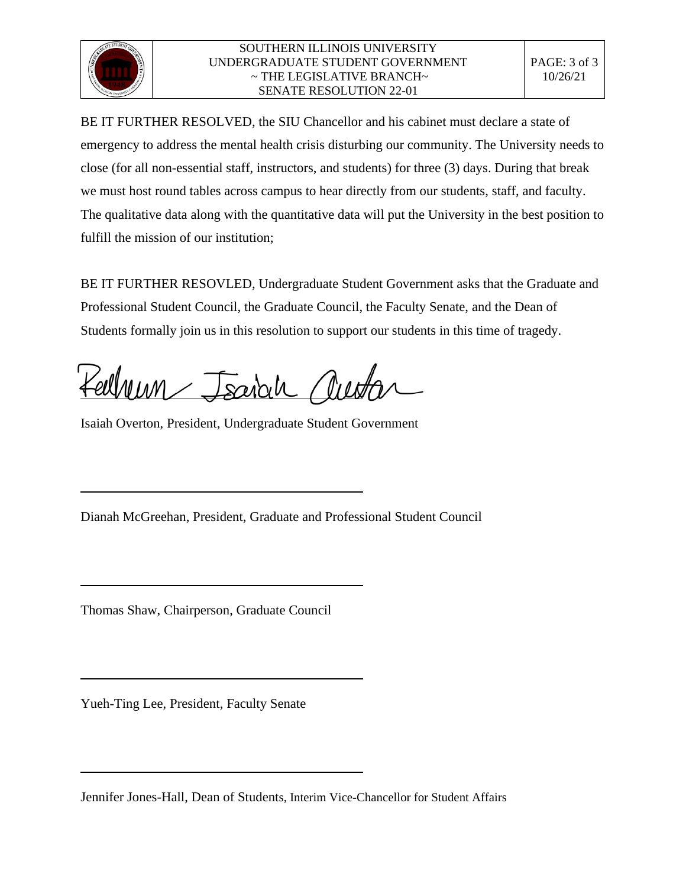BE IT FURTHER RESOLVED, the SIU Chancellor and his cabinet must declare a state of emergency to address the mental health crisis disturbing our community. The University needs to close (for all non-essential staff, instructors, and students) for three (3) days. During that break we must host round tables across campus to hear directly from our students, staff, and faculty. The qualitative data along with the quantitative data will put the University in the best position to fulfill the mission of our institution;

BE IT FURTHER RESOVLED, Undergraduate Student Government asks that the Graduate and Professional Student Council, the Graduate Council, the Faculty Senate, and the Dean of Students formally join us in this resolution to support our students in this time of tragedy.

Isaiah Overton, President, Undergraduate Student Government

\_\_\_\_\_\_\_\_\_\_\_\_\_\_\_\_\_\_\_\_\_\_\_\_\_\_\_\_\_\_\_\_\_\_\_\_\_\_

Dianah McGreehan, President, Graduate and Professional Student Council

\_\_\_\_\_\_\_\_\_\_\_\_\_\_\_\_\_\_\_\_\_\_\_\_\_\_\_\_\_\_\_\_\_\_\_\_\_\_

Thomas Shaw, Chairperson, Graduate Council

\_\_\_\_\_\_\_\_\_\_\_\_\_\_\_\_\_\_\_\_\_\_\_\_\_\_\_\_\_\_\_\_\_\_\_\_\_\_

Yueh-Ting Lee, President, Faculty Senate

\_\_\_\_\_\_\_\_\_\_\_\_\_\_\_\_\_\_\_\_\_\_\_\_\_\_\_\_\_\_\_\_\_\_\_\_\_\_

Jennifer Jones-Hall, Dean of Students, Interim Vice-Chancellor for Student Affairs